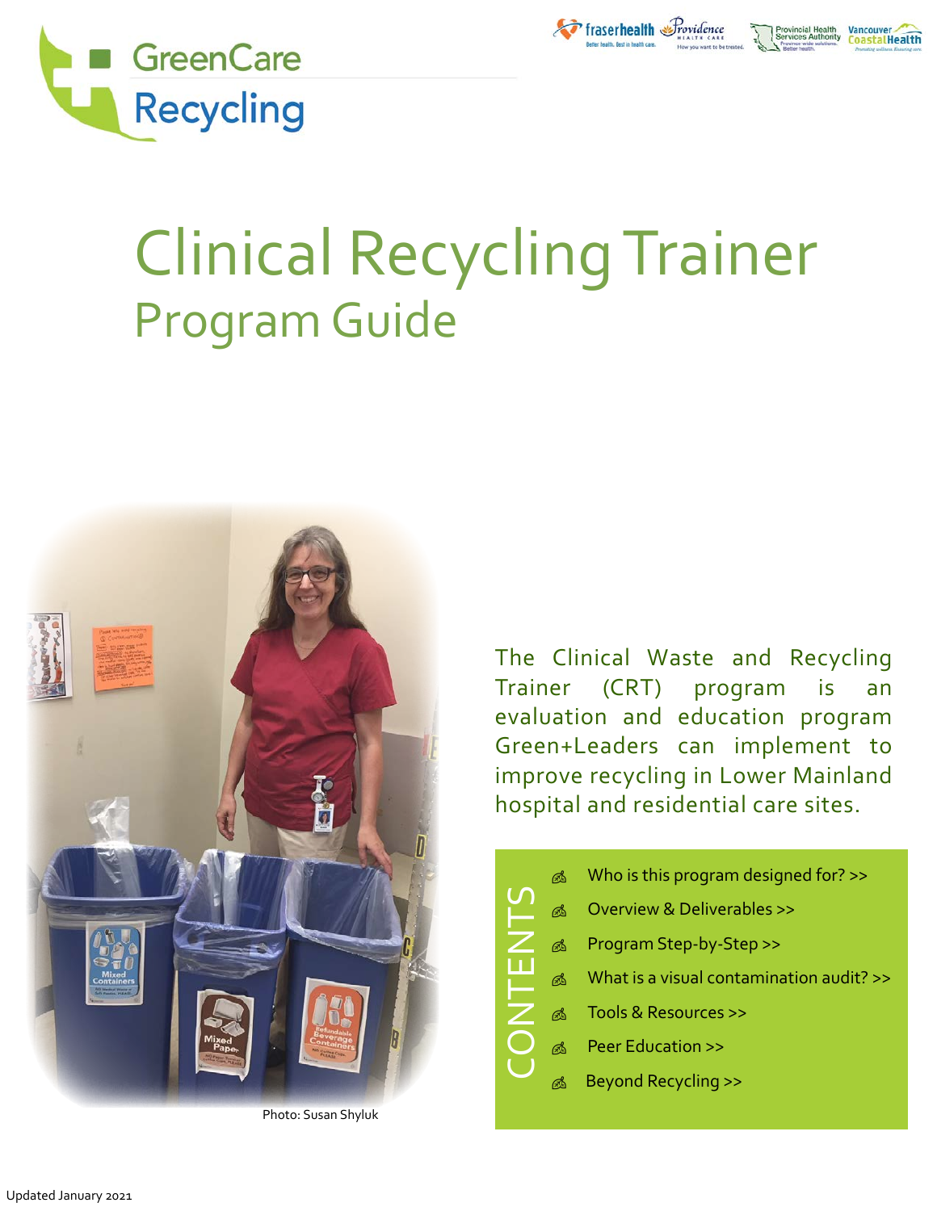GreenCare Recycling

# Clinical Recycling Trainer
## Program Guide

Photo: Susan Shyluk

The Clinical Waste and Recycling Trainer (CRT) program is an evaluation and education program Green+Leaders can implement to improve recycling in Lower Mainland hospital and residential care sites.

**CONTENTS**

- Who is this program designed for? >>
- Overview & Deliverables >>
- Program Step-by-Step >>
- What is a visual contamination audit? >>
- Tools & Resources >>
- Peer Education >>
- Beyond Recycling >>

Updated January 2021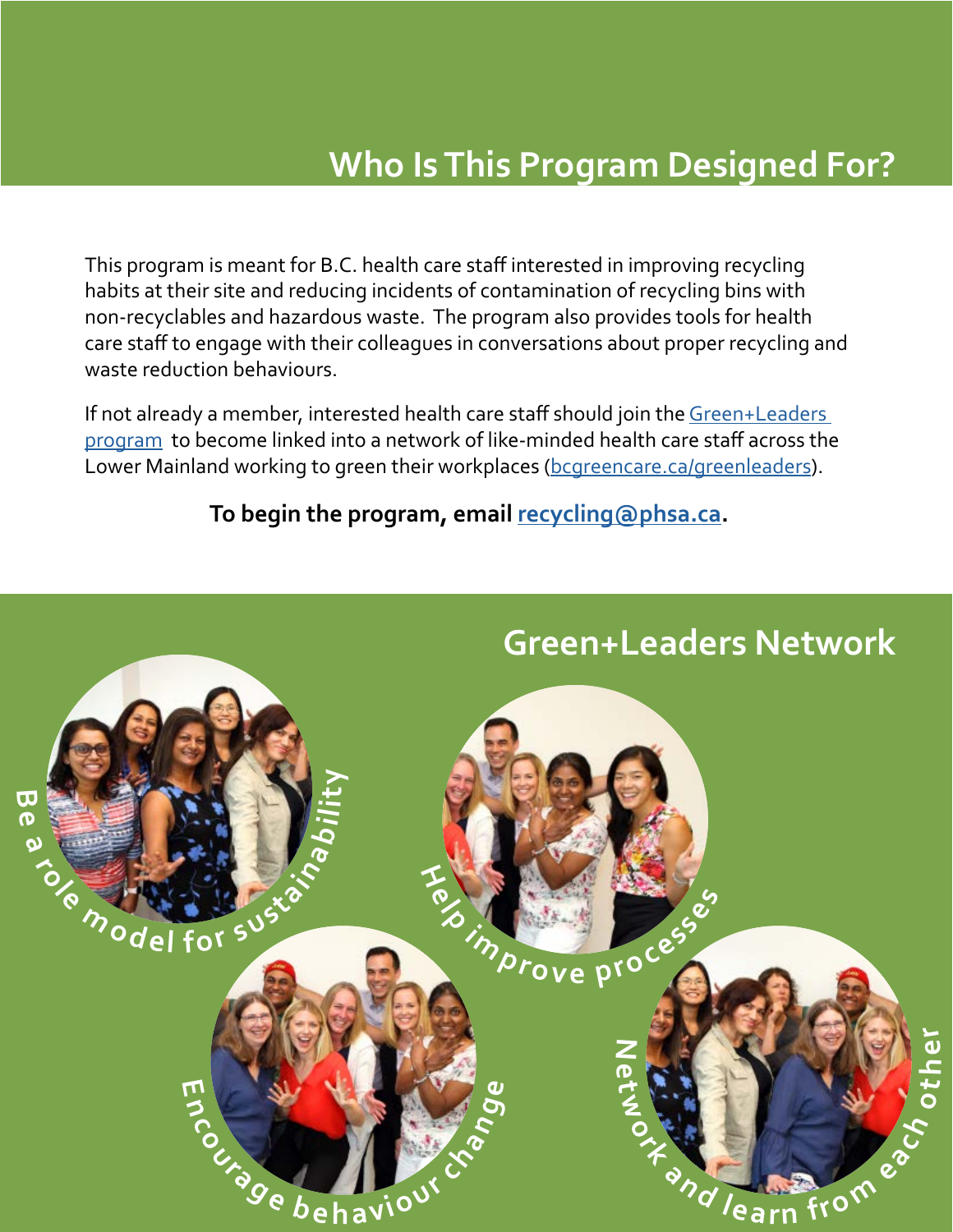# Who Is This Program Designed For?

This program is meant for B.C. health care staff interested in improving recycling habits at their site and reducing incidents of contamination of recycling bins with non-recyclables and hazardous waste. The program also provides tools for health care staff to engage with their colleagues in conversations about proper recycling and waste reduction behaviours.

If not already a member, interested health care staff should join the Green+Leaders program to become linked into a network of like-minded health care staff across the Lower Mainland working to green their workplaces (bcgreencare.ca/greenleaders).

**To begin the program, email recycling@phsa.ca.**

## Green+Leaders Network

Be a role model for sustainability

Help improve processes

Encourage behaviour change

Network and learn from each other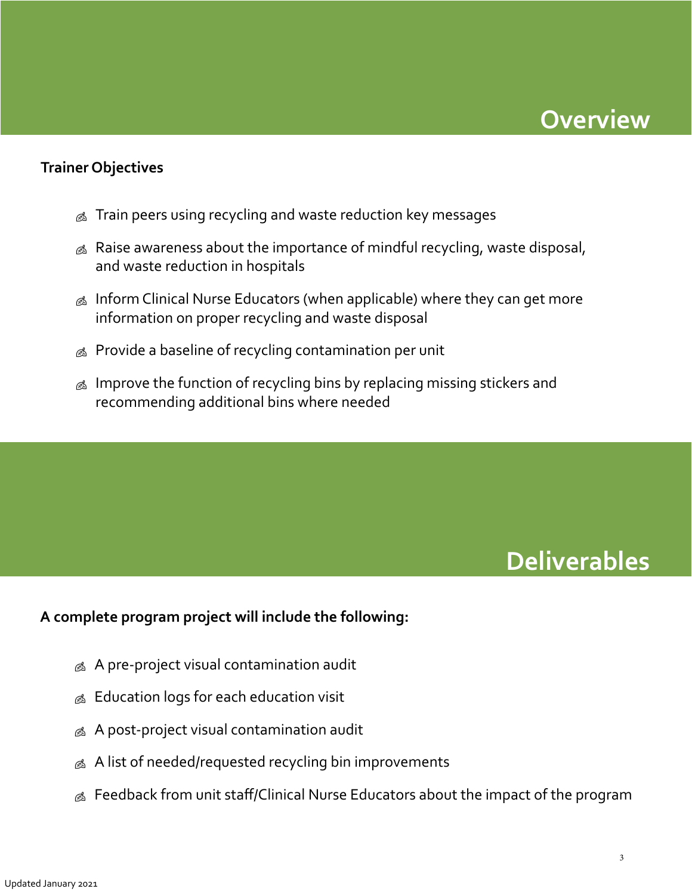# Overview

**Trainer Objectives**

- Train peers using recycling and waste reduction key messages
- Raise awareness about the importance of mindful recycling, waste disposal, and waste reduction in hospitals
- Inform Clinical Nurse Educators (when applicable) where they can get more information on proper recycling and waste disposal
- Provide a baseline of recycling contamination per unit
- Improve the function of recycling bins by replacing missing stickers and recommending additional bins where needed

# Deliverables

**A complete program project will include the following:**

- A pre-project visual contamination audit
- Education logs for each education visit
- A post-project visual contamination audit
- A list of needed/requested recycling bin improvements
- Feedback from unit staff/Clinical Nurse Educators about the impact of the program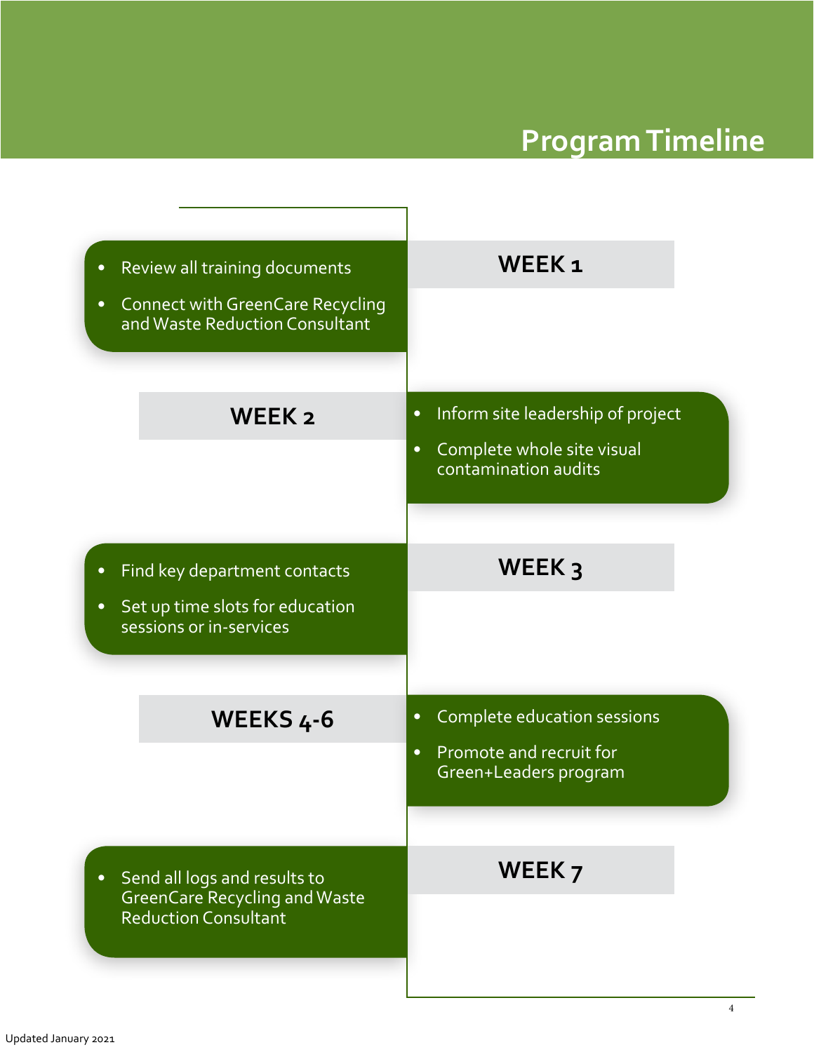# Program Timeline

## WEEK 1

- Review all training documents
- Connect with GreenCare Recycling and Waste Reduction Consultant

## WEEK 2

- Inform site leadership of project
- Complete whole site visual contamination audits

## WEEK 3

- Find key department contacts
- Set up time slots for education sessions or in-services

## WEEKS 4-6

- Complete education sessions
- Promote and recruit for Green+Leaders program

## WEEK 7

- Send all logs and results to GreenCare Recycling and Waste Reduction Consultant

Updated January 2021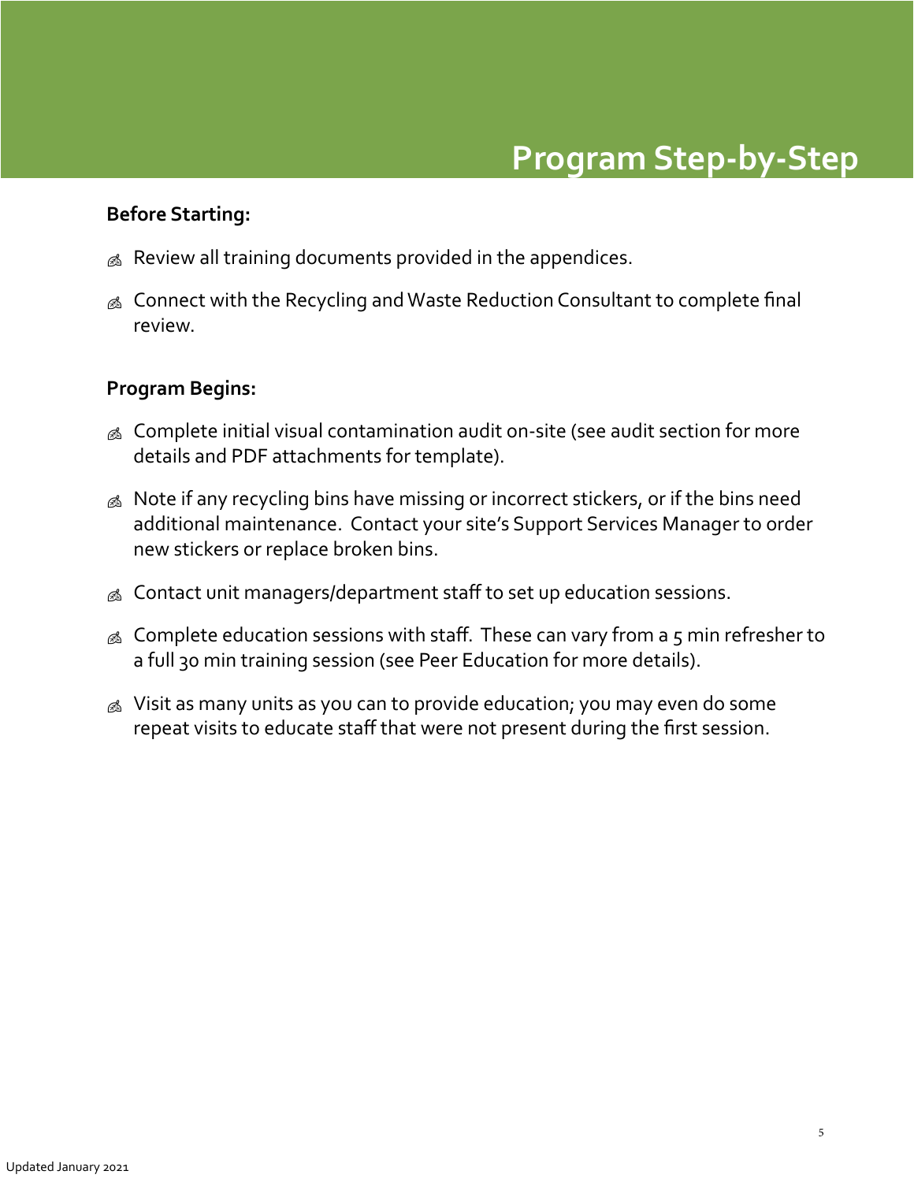# Program Step-by-Step

**Before Starting:**

- Review all training documents provided in the appendices.
- Connect with the Recycling and Waste Reduction Consultant to complete final review.

**Program Begins:**

- Complete initial visual contamination audit on-site (see audit section for more details and PDF attachments for template).
- Note if any recycling bins have missing or incorrect stickers, or if the bins need additional maintenance. Contact your site's Support Services Manager to order new stickers or replace broken bins.
- Contact unit managers/department staff to set up education sessions.
- Complete education sessions with staff. These can vary from a 5 min refresher to a full 30 min training session (see Peer Education for more details).
- Visit as many units as you can to provide education; you may even do some repeat visits to educate staff that were not present during the first session.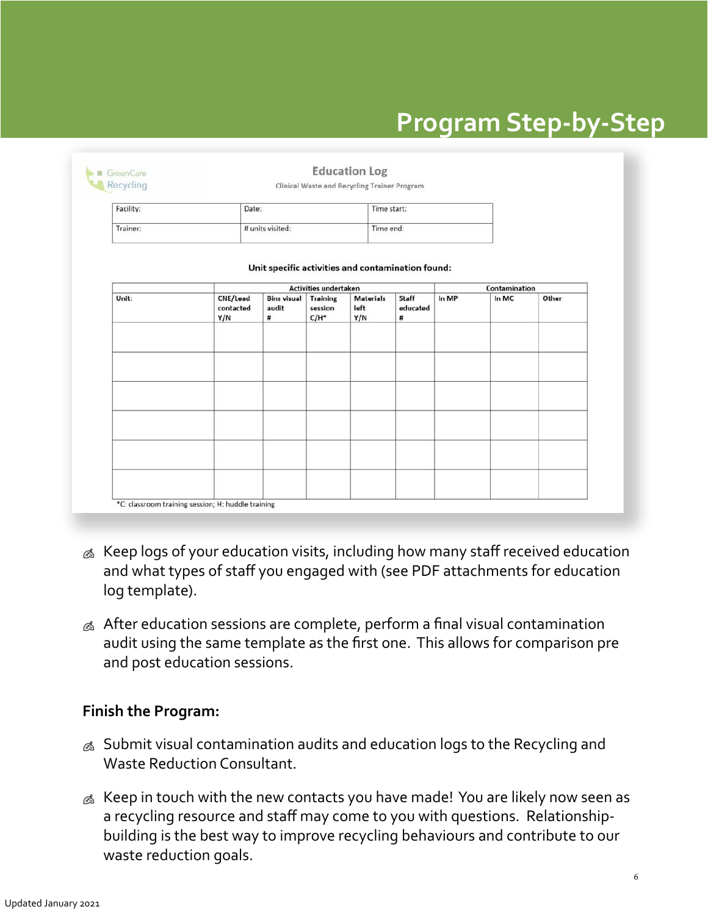# Program Step-by-Step

GreenCare Recycling

**Education Log**

Clinical Waste and Recycling Trainer Program

| Facility: | Date: | Time start: |
|---|---|---|
| Trainer: | # units visited: | Time end: |

**Unit specific activities and contamination found:**

| | Activities undertaken | | | | | Contamination | | |
|---|---|---|---|---|---|---|---|---|
| Unit: | CNE/Lead contacted Y/N | Bins visual audit # | Training session C/H* | Materials left Y/N | Staff educated # | In MP | In MC | Other |
| | | | | | | | | |
| | | | | | | | | |
| | | | | | | | | |
| | | | | | | | | |
| | | | | | | | | |
| | | | | | | | | |

*C: classroom training session; H: huddle training

- Keep logs of your education visits, including how many staff received education and what types of staff you engaged with (see PDF attachments for education log template).
- After education sessions are complete, perform a final visual contamination audit using the same template as the first one. This allows for comparison pre and post education sessions.

### Finish the Program:

- Submit visual contamination audits and education logs to the Recycling and Waste Reduction Consultant.
- Keep in touch with the new contacts you have made! You are likely now seen as a recycling resource and staff may come to you with questions. Relationship-building is the best way to improve recycling behaviours and contribute to our waste reduction goals.

Updated January 2021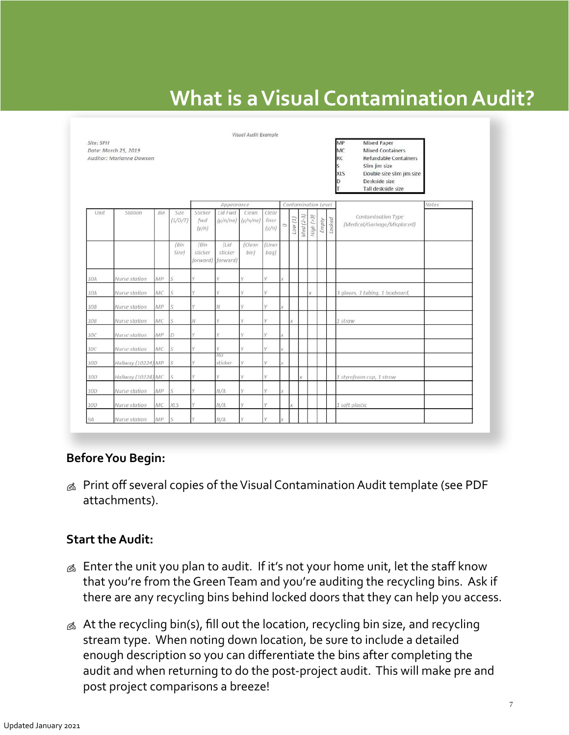# What is a Visual Contamination Audit?

Visual Audit Example

Site: SPH
Date: March 25, 2019
Auditor: Marianne Dawson

| | |
|---|---|
| MP | Mixed Paper |
| MC | Mixed Containers |
| RC | Refundable Containers |
| S | Slim jim size |
| XLS | Double size slim jim size |
| D | Deskside size |
| T | Tall deskside size |

| Unit | Station | Bin | Size (S/D/T) | Appearance: Sticker fwd (y/n) | Appearance: Lid Fwd (y/n/na) | Appearance: Clean (y/n/na) | Appearance: Clear liner (y/n) | Contamination Level: 0 | Contamination Level: Low (1) | Contamination Level: Med (2-3) | Contamination Level: High (>3) | Contamination Level: Empty | Contamination Level: Locked | Contamination Type (Medical/Garbage/Misplaced) | Notes |
|---|---|---|---|---|---|---|---|---|---|---|---|---|---|---|---|
| | | | (Bin Size) | (Bin sticker forward) | (Lid sticker forward) | (Clean bin) | (Liner bag) | | | | | | | | |
| 10A | Nurse station | MP | S | Y | Y | Y | Y | x | | | | | | | |
| 10A | Nurse station | MC | S | Y | Y | Y | Y | | | | x | | | 3 gloves, 1 tubing, 1 boxboard, | |
| 10B | Nurse station | MP | S | Y | N | Y | Y | x | | | | | | | |
| 10B | Nurse station | MC | S | N | Y | Y | Y | | x | | | | | 1 straw | |
| 10C | Nurse station | MP | D | Y | Y | Y | Y | x | | | | | | | |
| 10C | Nurse station | MC | S | Y | Y | Y | Y | x | | | | | | | |
| 10D | Hallway (10224) | MP | S | Y | No sticker | Y | Y | x | | | | | | | |
| 10D | Hallway (10224) | MC | S | Y | Y | Y | Y | | | x | | | | 1 styrofoam cup, 1 straw | |
| 10D | Nurse station | MP | S | Y | N/A | Y | Y | x | | | | | | | |
| 10D | Nurse station | MC | XLS | Y | N/A | Y | Y | | x | | | | | 1 soft plastic | |
| 9A | Nurse station | MP | S | Y | N/A | Y | Y | x | | | | | | | |

**Before You Begin:**

- Print off several copies of the Visual Contamination Audit template (see PDF attachments).

**Start the Audit:**

- Enter the unit you plan to audit. If it's not your home unit, let the staff know that you're from the Green Team and you're auditing the recycling bins. Ask if there are any recycling bins behind locked doors that they can help you access.
- At the recycling bin(s), fill out the location, recycling bin size, and recycling stream type. When noting down location, be sure to include a detailed enough description so you can differentiate the bins after completing the audit and when returning to do the post-project audit. This will make pre and post project comparisons a breeze!

Updated January 2021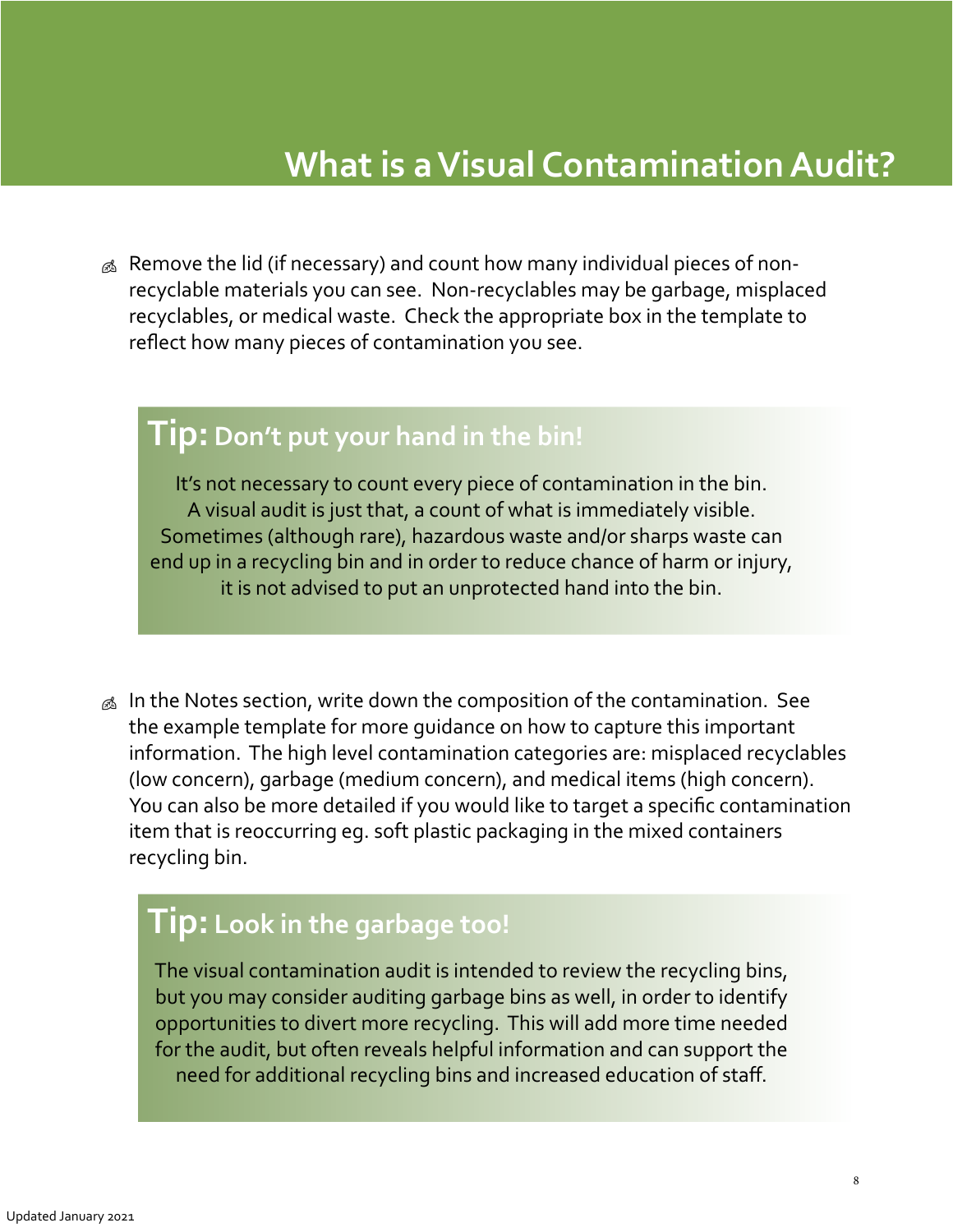# What is a Visual Contamination Audit?

- Remove the lid (if necessary) and count how many individual pieces of non-recyclable materials you can see. Non-recyclables may be garbage, misplaced recyclables, or medical waste. Check the appropriate box in the template to reflect how many pieces of contamination you see.

> **Tip: Don't put your hand in the bin!**
>
> It's not necessary to count every piece of contamination in the bin. A visual audit is just that, a count of what is immediately visible. Sometimes (although rare), hazardous waste and/or sharps waste can end up in a recycling bin and in order to reduce chance of harm or injury, it is not advised to put an unprotected hand into the bin.

- In the Notes section, write down the composition of the contamination. See the example template for more guidance on how to capture this important information. The high level contamination categories are: misplaced recyclables (low concern), garbage (medium concern), and medical items (high concern). You can also be more detailed if you would like to target a specific contamination item that is reoccurring eg. soft plastic packaging in the mixed containers recycling bin.

> **Tip: Look in the garbage too!**
>
> The visual contamination audit is intended to review the recycling bins, but you may consider auditing garbage bins as well, in order to identify opportunities to divert more recycling. This will add more time needed for the audit, but often reveals helpful information and can support the need for additional recycling bins and increased education of staff.

Updated January 2021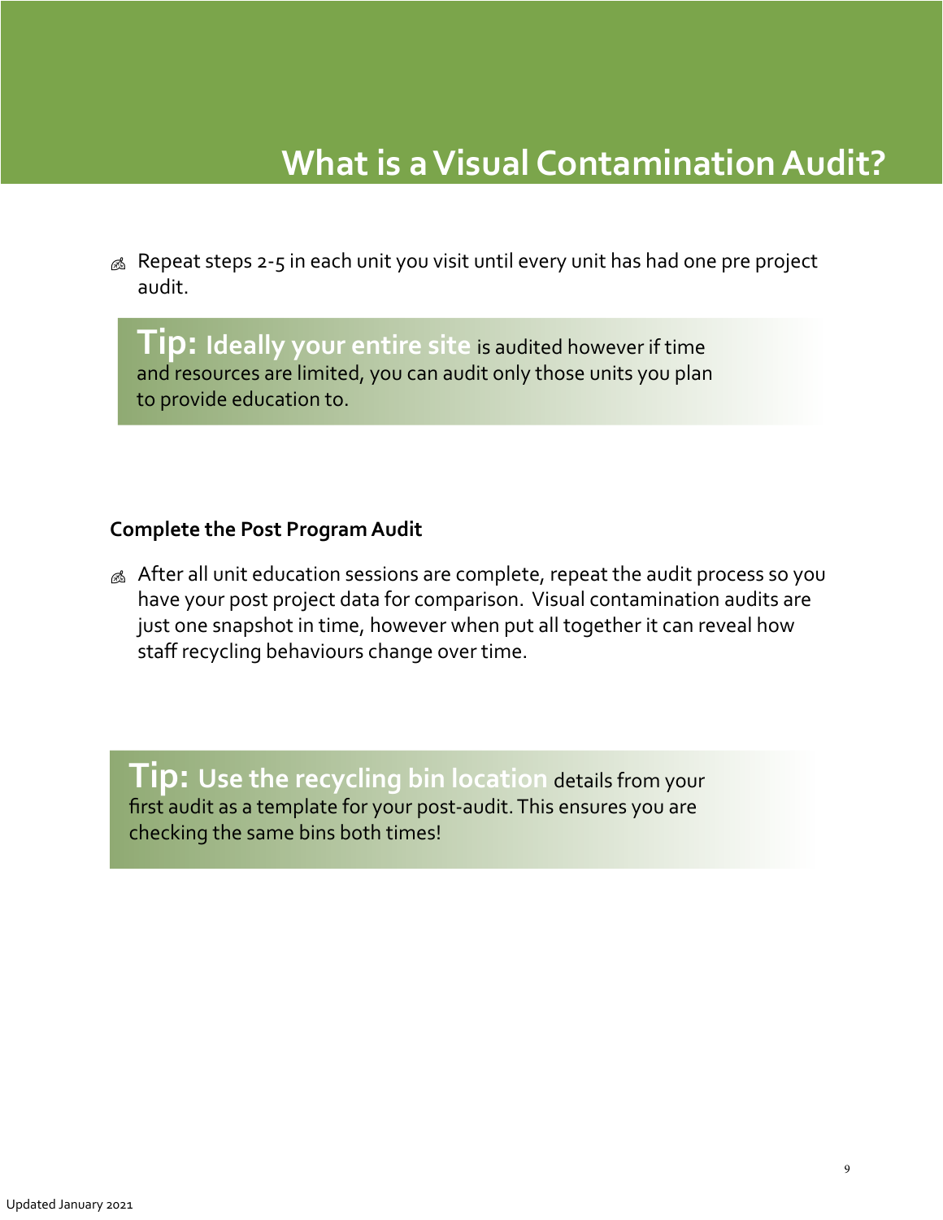# What is a Visual Contamination Audit?

- Repeat steps 2-5 in each unit you visit until every unit has had one pre project audit.

> **Tip: Ideally your entire site** is audited however if time and resources are limited, you can audit only those units you plan to provide education to.

**Complete the Post Program Audit**

- After all unit education sessions are complete, repeat the audit process so you have your post project data for comparison. Visual contamination audits are just one snapshot in time, however when put all together it can reveal how staff recycling behaviours change over time.

> **Tip: Use the recycling bin location** details from your first audit as a template for your post-audit. This ensures you are checking the same bins both times!

Updated January 2021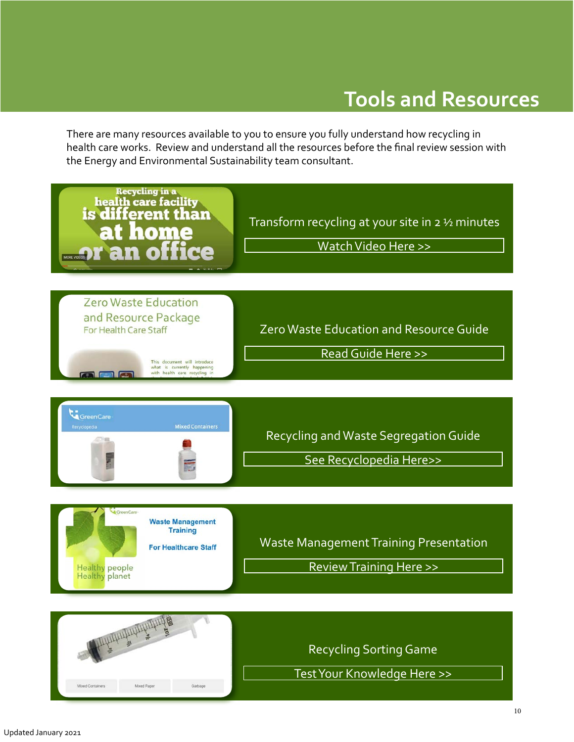# Tools and Resources

There are many resources available to you to ensure you fully understand how recycling in health care works. Review and understand all the resources before the final review session with the Energy and Environmental Sustainability team consultant.

Transform recycling at your site in 2 ½ minutes

Watch Video Here >>

Zero Waste Education and Resource Guide

Read Guide Here >>

Recycling and Waste Segregation Guide

See Recyclopedia Here>>

Waste Management Training Presentation

Review Training Here >>

Recycling Sorting Game

Test Your Knowledge Here >>

Updated January 2021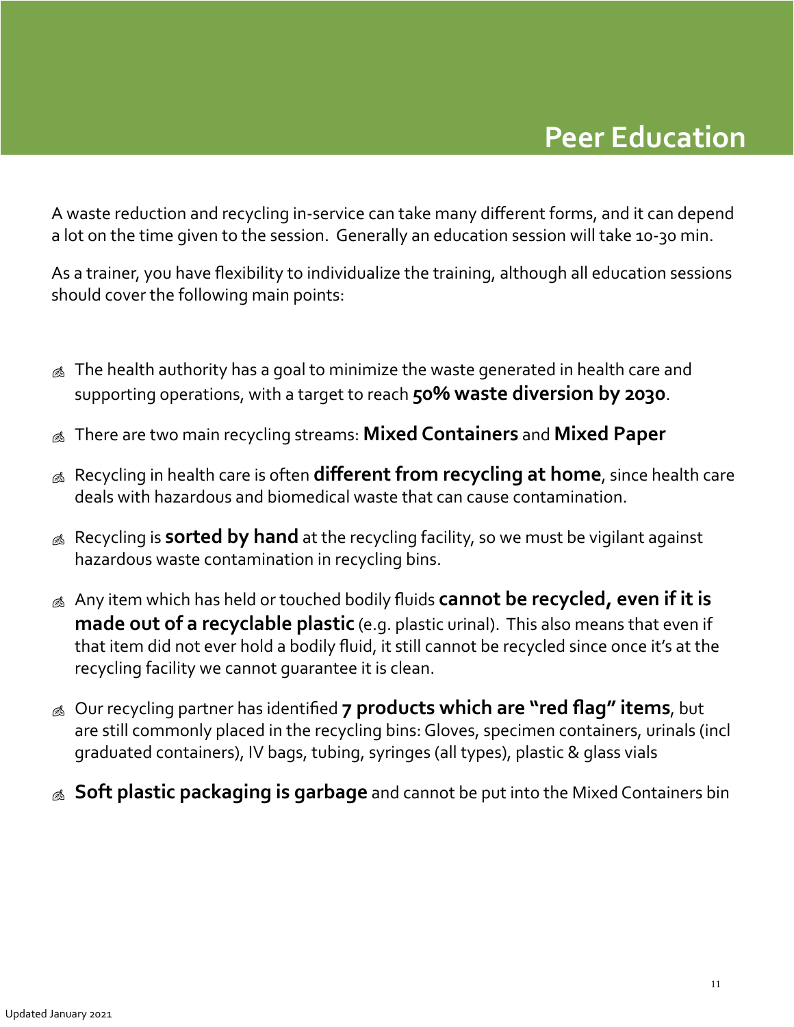# Peer Education

A waste reduction and recycling in-service can take many different forms, and it can depend a lot on the time given to the session. Generally an education session will take 10-30 min.

As a trainer, you have flexibility to individualize the training, although all education sessions should cover the following main points:

- The health authority has a goal to minimize the waste generated in health care and supporting operations, with a target to reach **50% waste diversion by 2030**.
- There are two main recycling streams: **Mixed Containers** and **Mixed Paper**
- Recycling in health care is often **different from recycling at home**, since health care deals with hazardous and biomedical waste that can cause contamination.
- Recycling is **sorted by hand** at the recycling facility, so we must be vigilant against hazardous waste contamination in recycling bins.
- Any item which has held or touched bodily fluids **cannot be recycled, even if it is made out of a recyclable plastic** (e.g. plastic urinal). This also means that even if that item did not ever hold a bodily fluid, it still cannot be recycled since once it's at the recycling facility we cannot guarantee it is clean.
- Our recycling partner has identified **7 products which are "red flag" items**, but are still commonly placed in the recycling bins: Gloves, specimen containers, urinals (incl graduated containers), IV bags, tubing, syringes (all types), plastic & glass vials
- **Soft plastic packaging is garbage** and cannot be put into the Mixed Containers bin

Updated January 2021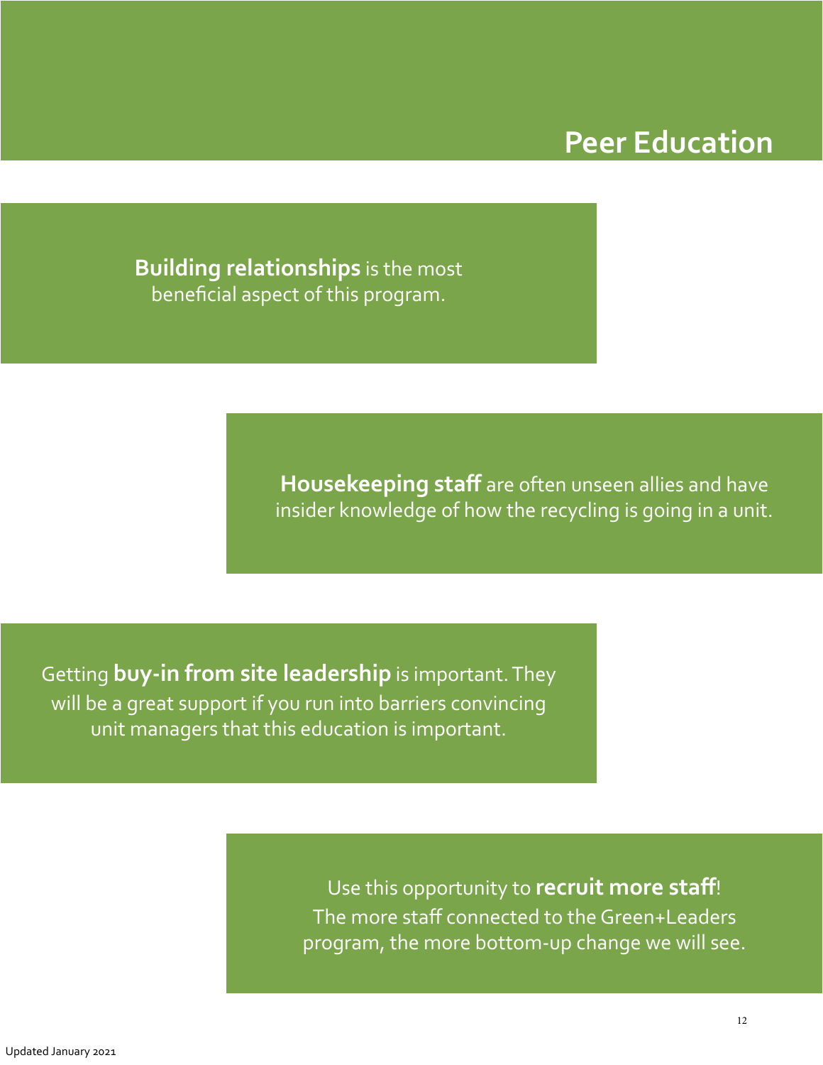# Peer Education

**Building relationships** is the most beneficial aspect of this program.

**Housekeeping staff** are often unseen allies and have insider knowledge of how the recycling is going in a unit.

Getting **buy-in from site leadership** is important. They will be a great support if you run into barriers convincing unit managers that this education is important.

Use this opportunity to **recruit more staff**! The more staff connected to the Green+Leaders program, the more bottom-up change we will see.

Updated January 2021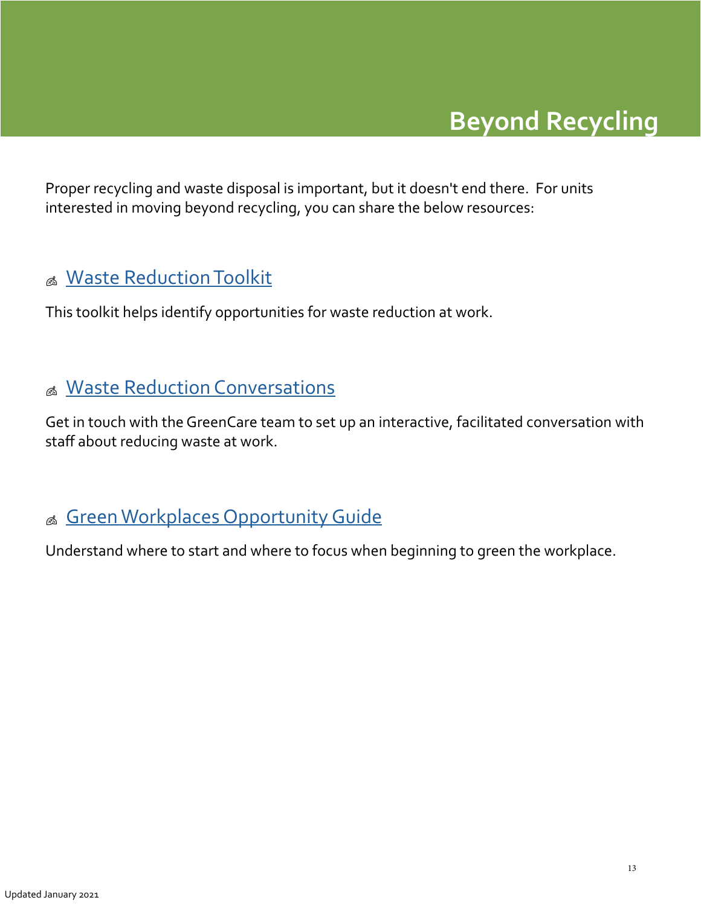# Beyond Recycling

Proper recycling and waste disposal is important, but it doesn't end there. For units interested in moving beyond recycling, you can share the below resources:

## Waste Reduction Toolkit

This toolkit helps identify opportunities for waste reduction at work.

## Waste Reduction Conversations

Get in touch with the GreenCare team to set up an interactive, facilitated conversation with staff about reducing waste at work.

## Green Workplaces Opportunity Guide

Understand where to start and where to focus when beginning to green the workplace.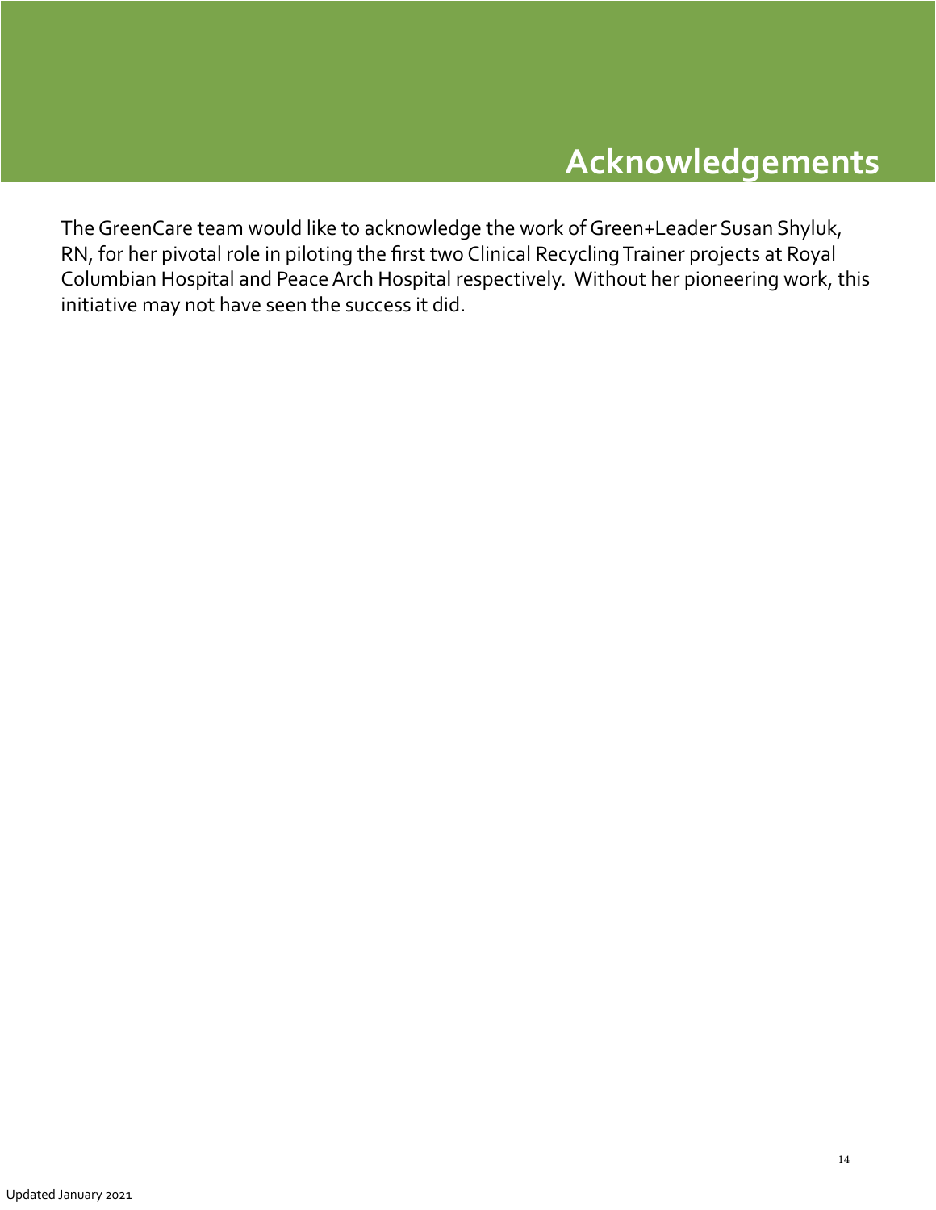# Acknowledgements

The GreenCare team would like to acknowledge the work of Green+Leader Susan Shyluk, RN, for her pivotal role in piloting the first two Clinical Recycling Trainer projects at Royal Columbian Hospital and Peace Arch Hospital respectively. Without her pioneering work, this initiative may not have seen the success it did.